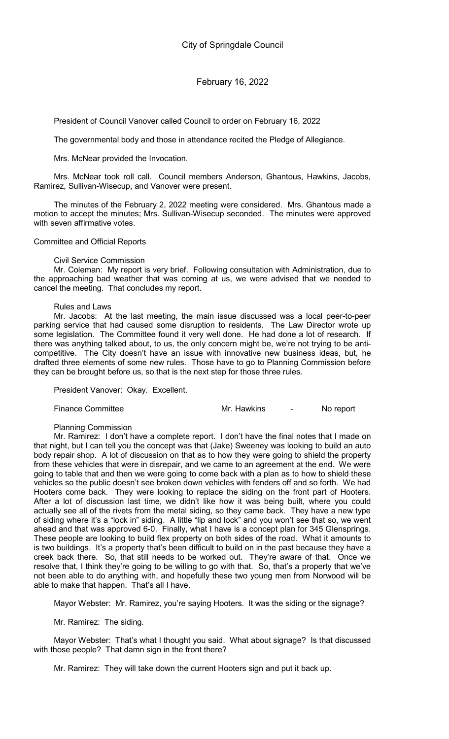# City of Springdale Council

## February 16, 2022

President of Council Vanover called Council to order on February 16, 2022

The governmental body and those in attendance recited the Pledge of Allegiance.

Mrs. McNear provided the Invocation.

Mrs. McNear took roll call. Council members Anderson, Ghantous, Hawkins, Jacobs, Ramirez, Sullivan-Wisecup, and Vanover were present.

The minutes of the February 2, 2022 meeting were considered. Mrs. Ghantous made a motion to accept the minutes; Mrs. Sullivan-Wisecup seconded. The minutes were approved with seven affirmative votes.

### Committee and Official Reports

Civil Service Commission

Mr. Coleman: My report is very brief. Following consultation with Administration, due to the approaching bad weather that was coming at us, we were advised that we needed to cancel the meeting. That concludes my report.

Rules and Laws

Mr. Jacobs: At the last meeting, the main issue discussed was a local peer-to-peer parking service that had caused some disruption to residents. The Law Director wrote up some legislation. The Committee found it very well done. He had done a lot of research. If there was anything talked about, to us, the only concern might be, we're not trying to be anti-competitive. The City doesn't have an issue with innovative new business ideas, but, he drafted three elements of some new rules. Those have to go to Planning Commission before they can be brought before us, so that is the next step for those three rules.

President Vanover: Okay. Excellent.

Finance Committee Mr. Hawkins - No report

Planning Commission

Mr. Ramirez: I don't have a complete report. I don't have the final notes that I made on that night, but I can tell you the concept was that (Jake) Sweeney was looking to build an auto body repair shop. A lot of discussion on that as to how they were going to shield the property from these vehicles that were in disrepair, and we came to an agreement at the end. We were going to table that and then we were going to come back with a plan as to how to shield these vehicles so the public doesn't see broken down vehicles with fenders off and so forth. We had Hooters come back. They were looking to replace the siding on the front part of Hooters. After a lot of discussion last time, we didn't like how it was being built, where you could actually see all of the rivets from the metal siding, so they came back. They have a new type of siding where it's a "lock in" siding. A little "lip and lock" and you won't see that so, we went ahead and that was approved 6-0. Finally, what I have is a concept plan for 345 Glensprings. These people are looking to build flex property on both sides of the road. What it amounts to is two buildings. It's a property that's been difficult to build on in the past because they have a creek back there. So, that still needs to be worked out. They're aware of that. Once we resolve that, I think they're going to be willing to go with that. So, that's a property that we've not been able to do anything with, and hopefully these two young men from Norwood will be able to make that happen. That's all I have.

Mayor Webster: Mr. Ramirez, you're saying Hooters. It was the siding or the signage?

Mr. Ramirez: The siding.

Mayor Webster: That's what I thought you said. What about signage? Is that discussed with those people? That damn sign in the front there?

Mr. Ramirez: They will take down the current Hooters sign and put it back up.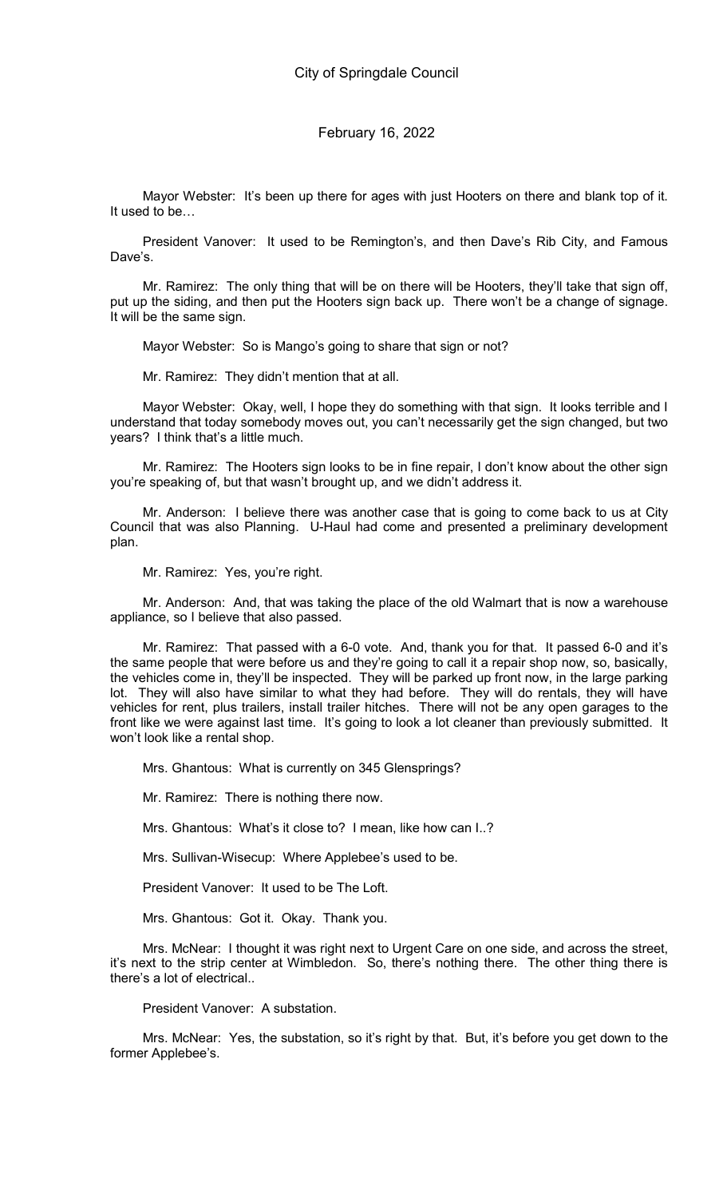Mayor Webster: It's been up there for ages with just Hooters on there and blank top of it. It used to be…

President Vanover: It used to be Remington's, and then Dave's Rib City, and Famous Dave's.

Mr. Ramirez: The only thing that will be on there will be Hooters, they'll take that sign off, put up the siding, and then put the Hooters sign back up. There won't be a change of signage. It will be the same sign.

Mayor Webster: So is Mango's going to share that sign or not?

Mr. Ramirez: They didn't mention that at all.

Mayor Webster: Okay, well, I hope they do something with that sign. It looks terrible and I understand that today somebody moves out, you can't necessarily get the sign changed, but two years? I think that's a little much.

Mr. Ramirez: The Hooters sign looks to be in fine repair, I don't know about the other sign you're speaking of, but that wasn't brought up, and we didn't address it.

Mr. Anderson: I believe there was another case that is going to come back to us at City Council that was also Planning. U-Haul had come and presented a preliminary development plan.

Mr. Ramirez: Yes, you're right.

Mr. Anderson: And, that was taking the place of the old Walmart that is now a warehouse appliance, so I believe that also passed.

Mr. Ramirez: That passed with a 6-0 vote. And, thank you for that. It passed 6-0 and it's the same people that were before us and they're going to call it a repair shop now, so, basically, the vehicles come in, they'll be inspected. They will be parked up front now, in the large parking lot. They will also have similar to what they had before. They will do rentals, they will have vehicles for rent, plus trailers, install trailer hitches. There will not be any open garages to the front like we were against last time. It's going to look a lot cleaner than previously submitted. It won't look like a rental shop.

Mrs. Ghantous: What is currently on 345 Glensprings?

Mr. Ramirez: There is nothing there now.

Mrs. Ghantous: What's it close to? I mean, like how can I..?

Mrs. Sullivan-Wisecup: Where Applebee's used to be.

President Vanover: It used to be The Loft.

Mrs. Ghantous: Got it. Okay. Thank you.

Mrs. McNear: I thought it was right next to Urgent Care on one side, and across the street, it's next to the strip center at Wimbledon. So, there's nothing there. The other thing there is there's a lot of electrical..

President Vanover: A substation.

Mrs. McNear: Yes, the substation, so it's right by that. But, it's before you get down to the former Applebee's.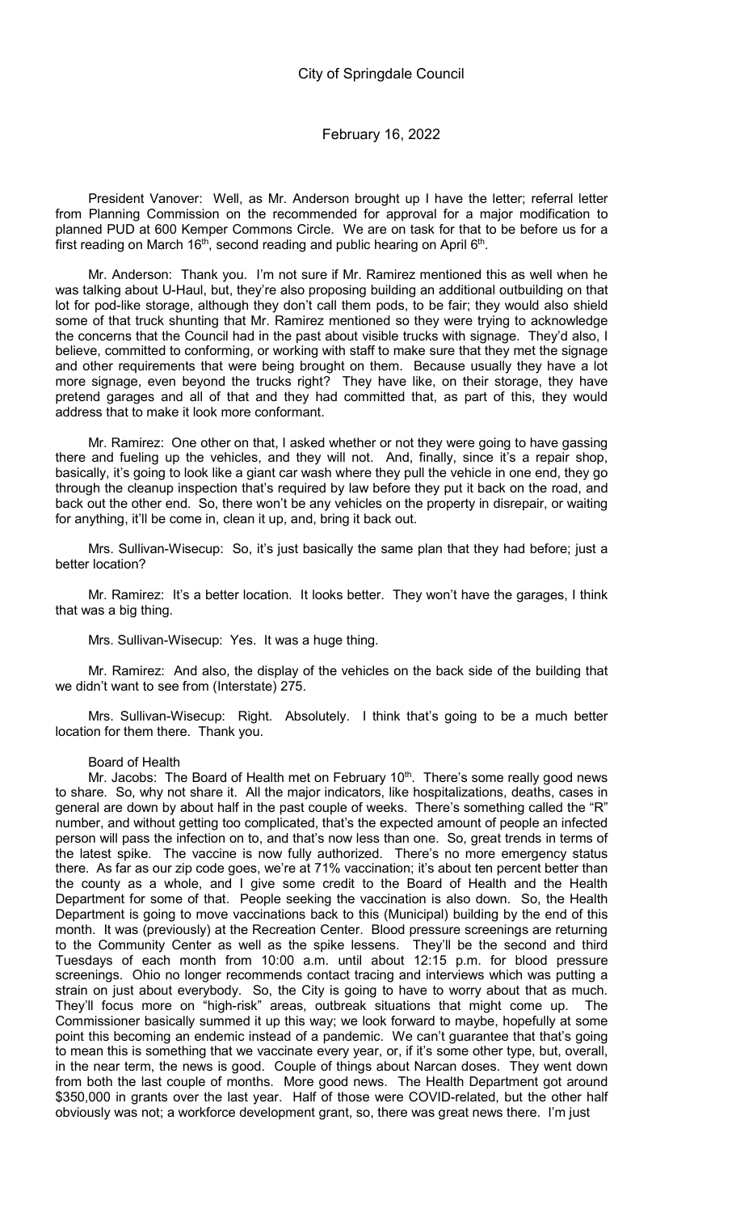President Vanover: Well, as Mr. Anderson brought up I have the letter; referral letter from Planning Commission on the recommended for approval for a major modification to planned PUD at 600 Kemper Commons Circle. We are on task for that to be before us for a first reading on March 16th, second reading and public hearing on April 6th.

Mr. Anderson: Thank you. I'm not sure if Mr. Ramirez mentioned this as well when he was talking about U-Haul, but, they're also proposing building an additional outbuilding on that lot for pod-like storage, although they don't call them pods, to be fair; they would also shield some of that truck shunting that Mr. Ramirez mentioned so they were trying to acknowledge the concerns that the Council had in the past about visible trucks with signage. They'd also, I believe, committed to conforming, or working with staff to make sure that they met the signage and other requirements that were being brought on them. Because usually they have a lot more signage, even beyond the trucks right? They have like, on their storage, they have pretend garages and all of that and they had committed that, as part of this, they would address that to make it look more conformant.

Mr. Ramirez: One other on that, I asked whether or not they were going to have gassing there and fueling up the vehicles, and they will not. And, finally, since it's a repair shop, basically, it's going to look like a giant car wash where they pull the vehicle in one end, they go through the cleanup inspection that's required by law before they put it back on the road, and back out the other end. So, there won't be any vehicles on the property in disrepair, or waiting for anything, it'll be come in, clean it up, and, bring it back out.

Mrs. Sullivan-Wisecup: So, it's just basically the same plan that they had before; just a better location?

Mr. Ramirez: It's a better location. It looks better. They won't have the garages, I think that was a big thing.

Mrs. Sullivan-Wisecup: Yes. It was a huge thing.

Mr. Ramirez: And also, the display of the vehicles on the back side of the building that we didn't want to see from (Interstate) 275.

Mrs. Sullivan-Wisecup: Right. Absolutely. I think that's going to be a much better location for them there. Thank you.

Board of Health

Mr. Jacobs: The Board of Health met on February 10th. There's some really good news to share. So, why not share it. All the major indicators, like hospitalizations, deaths, cases in general are down by about half in the past couple of weeks. There's something called the "R" number, and without getting too complicated, that's the expected amount of people an infected person will pass the infection on to, and that's now less than one. So, great trends in terms of the latest spike. The vaccine is now fully authorized. There's no more emergency status there. As far as our zip code goes, we're at 71% vaccination; it's about ten percent better than the county as a whole, and I give some credit to the Board of Health and the Health Department for some of that. People seeking the vaccination is also down. So, the Health Department is going to move vaccinations back to this (Municipal) building by the end of this month. It was (previously) at the Recreation Center. Blood pressure screenings are returning to the Community Center as well as the spike lessens. They'll be the second and third Tuesdays of each month from 10:00 a.m. until about 12:15 p.m. for blood pressure screenings. Ohio no longer recommends contact tracing and interviews which was putting a strain on just about everybody. So, the City is going to have to worry about that as much. They'll focus more on "high-risk" areas, outbreak situations that might come up. The Commissioner basically summed it up this way; we look forward to maybe, hopefully at some point this becoming an endemic instead of a pandemic. We can't guarantee that that's going to mean this is something that we vaccinate every year, or, if it's some other type, but, overall, in the near term, the news is good. Couple of things about Narcan doses. They went down from both the last couple of months. More good news. The Health Department got around $350,000 in grants over the last year. Half of those were COVID-related, but the other half obviously was not; a workforce development grant, so, there was great news there. I'm just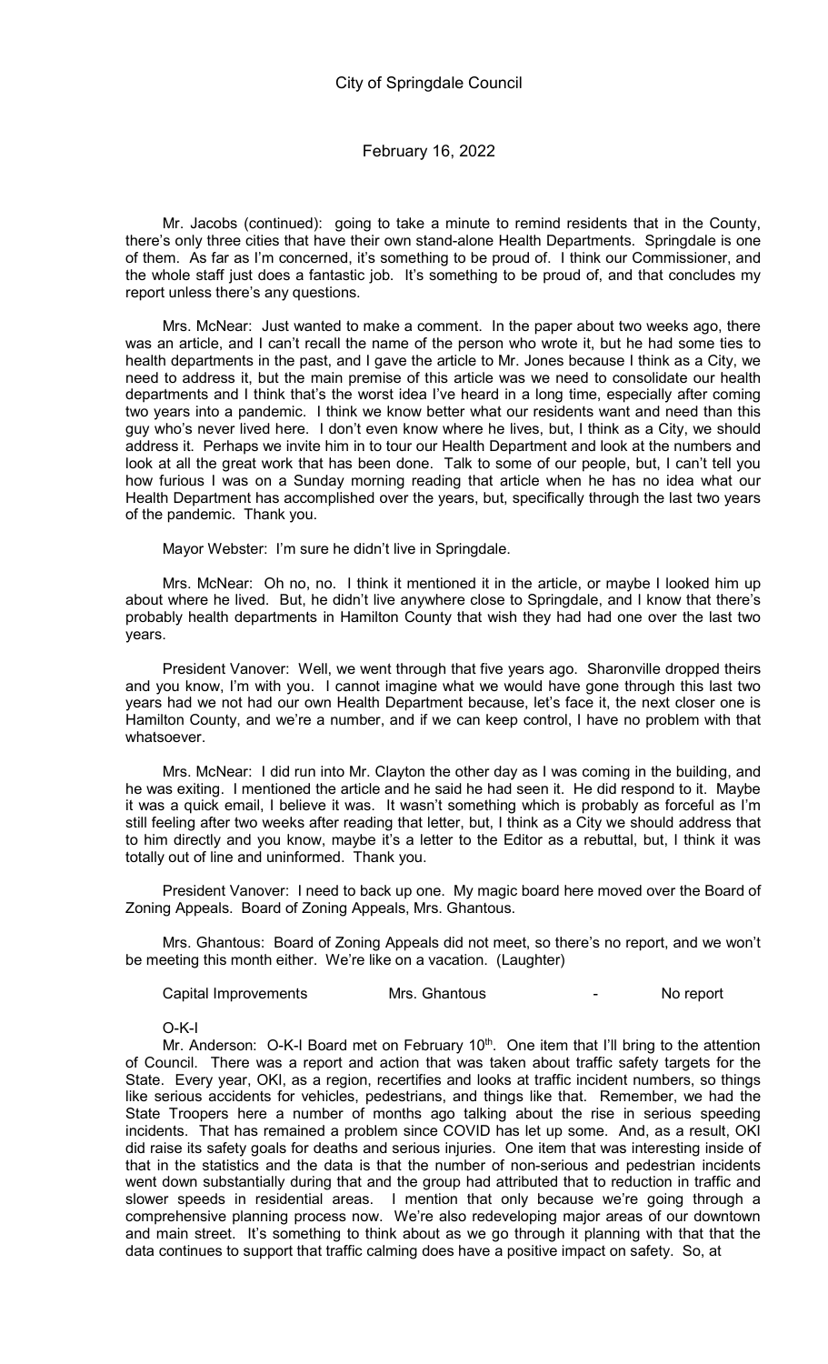Mr. Jacobs (continued): going to take a minute to remind residents that in the County, there's only three cities that have their own stand-alone Health Departments. Springdale is one of them. As far as I'm concerned, it's something to be proud of. I think our Commissioner, and the whole staff just does a fantastic job. It's something to be proud of, and that concludes my report unless there's any questions.

Mrs. McNear: Just wanted to make a comment. In the paper about two weeks ago, there was an article, and I can't recall the name of the person who wrote it, but he had some ties to health departments in the past, and I gave the article to Mr. Jones because I think as a City, we need to address it, but the main premise of this article was we need to consolidate our health departments and I think that's the worst idea I've heard in a long time, especially after coming two years into a pandemic. I think we know better what our residents want and need than this guy who's never lived here. I don't even know where he lives, but, I think as a City, we should address it. Perhaps we invite him in to tour our Health Department and look at the numbers and look at all the great work that has been done. Talk to some of our people, but, I can't tell you how furious I was on a Sunday morning reading that article when he has no idea what our Health Department has accomplished over the years, but, specifically through the last two years of the pandemic. Thank you.

Mayor Webster: I'm sure he didn't live in Springdale.

Mrs. McNear: Oh no, no. I think it mentioned it in the article, or maybe I looked him up about where he lived. But, he didn't live anywhere close to Springdale, and I know that there's probably health departments in Hamilton County that wish they had had one over the last two years.

President Vanover: Well, we went through that five years ago. Sharonville dropped theirs and you know, I'm with you. I cannot imagine what we would have gone through this last two years had we not had our own Health Department because, let's face it, the next closer one is Hamilton County, and we're a number, and if we can keep control, I have no problem with that whatsoever.

Mrs. McNear: I did run into Mr. Clayton the other day as I was coming in the building, and he was exiting. I mentioned the article and he said he had seen it. He did respond to it. Maybe it was a quick email, I believe it was. It wasn't something which is probably as forceful as I'm still feeling after two weeks after reading that letter, but, I think as a City we should address that to him directly and you know, maybe it's a letter to the Editor as a rebuttal, but, I think it was totally out of line and uninformed. Thank you.

President Vanover: I need to back up one. My magic board here moved over the Board of Zoning Appeals. Board of Zoning Appeals, Mrs. Ghantous.

Mrs. Ghantous: Board of Zoning Appeals did not meet, so there's no report, and we won't be meeting this month either. We're like on a vacation. (Laughter)

Capital Improvements    Mrs. Ghantous    -    No report

O-K-I

Mr. Anderson: O-K-I Board met on February 10th. One item that I'll bring to the attention of Council. There was a report and action that was taken about traffic safety targets for the State. Every year, OKI, as a region, recertifies and looks at traffic incident numbers, so things like serious accidents for vehicles, pedestrians, and things like that. Remember, we had the State Troopers here a number of months ago talking about the rise in serious speeding incidents. That has remained a problem since COVID has let up some. And, as a result, OKI did raise its safety goals for deaths and serious injuries. One item that was interesting inside of that in the statistics and the data is that the number of non-serious and pedestrian incidents went down substantially during that and the group had attributed that to reduction in traffic and slower speeds in residential areas. I mention that only because we're going through a comprehensive planning process now. We're also redeveloping major areas of our downtown and main street. It's something to think about as we go through it planning with that that the data continues to support that traffic calming does have a positive impact on safety. So, at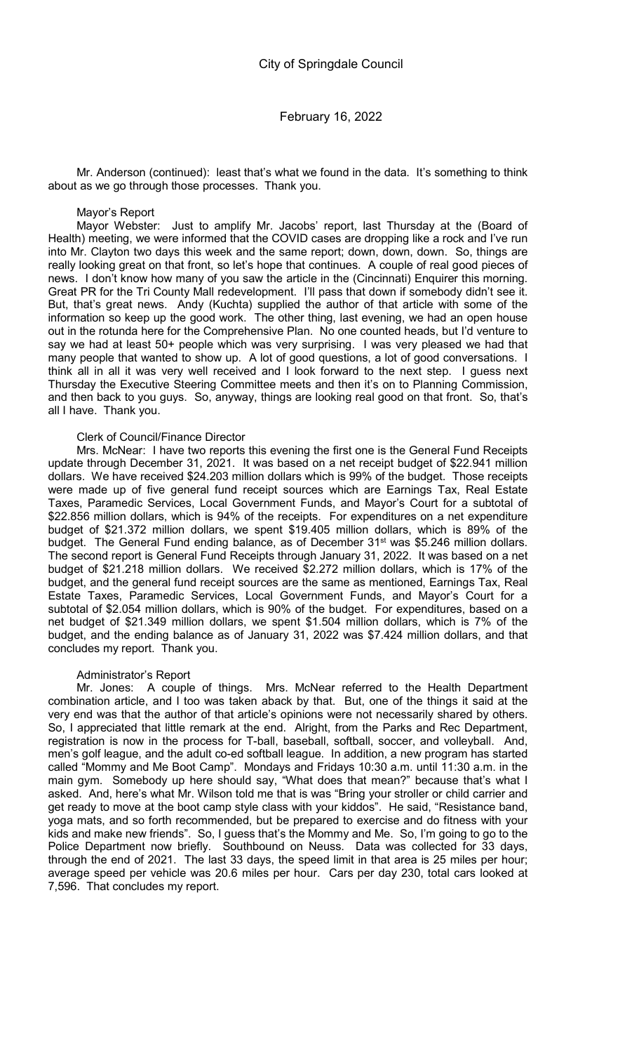Mr. Anderson (continued): least that's what we found in the data. It's something to think about as we go through those processes. Thank you.

Mayor's Report

Mayor Webster: Just to amplify Mr. Jacobs' report, last Thursday at the (Board of Health) meeting, we were informed that the COVID cases are dropping like a rock and I've run into Mr. Clayton two days this week and the same report; down, down, down. So, things are really looking great on that front, so let's hope that continues. A couple of real good pieces of news. I don't know how many of you saw the article in the (Cincinnati) Enquirer this morning. Great PR for the Tri County Mall redevelopment. I'll pass that down if somebody didn't see it. But, that's great news. Andy (Kuchta) supplied the author of that article with some of the information so keep up the good work. The other thing, last evening, we had an open house out in the rotunda here for the Comprehensive Plan. No one counted heads, but I'd venture to say we had at least 50+ people which was very surprising. I was very pleased we had that many people that wanted to show up. A lot of good questions, a lot of good conversations. I think all in all it was very well received and I look forward to the next step. I guess next Thursday the Executive Steering Committee meets and then it's on to Planning Commission, and then back to you guys. So, anyway, things are looking real good on that front. So, that's all I have. Thank you.

Clerk of Council/Finance Director

Mrs. McNear: I have two reports this evening the first one is the General Fund Receipts update through December 31, 2021. It was based on a net receipt budget of $22.941 million dollars. We have received $24.203 million dollars which is 99% of the budget. Those receipts were made up of five general fund receipt sources which are Earnings Tax, Real Estate Taxes, Paramedic Services, Local Government Funds, and Mayor's Court for a subtotal of $22.856 million dollars, which is 94% of the receipts. For expenditures on a net expenditure budget of $21.372 million dollars, we spent $19.405 million dollars, which is 89% of the budget. The General Fund ending balance, as of December 31st was $5.246 million dollars. The second report is General Fund Receipts through January 31, 2022. It was based on a net budget of $21.218 million dollars. We received $2.272 million dollars, which is 17% of the budget, and the general fund receipt sources are the same as mentioned, Earnings Tax, Real Estate Taxes, Paramedic Services, Local Government Funds, and Mayor's Court for a subtotal of $2.054 million dollars, which is 90% of the budget. For expenditures, based on a net budget of $21.349 million dollars, we spent $1.504 million dollars, which is 7% of the budget, and the ending balance as of January 31, 2022 was $7.424 million dollars, and that concludes my report. Thank you.

Administrator's Report

Mr. Jones: A couple of things. Mrs. McNear referred to the Health Department combination article, and I too was taken aback by that. But, one of the things it said at the very end was that the author of that article's opinions were not necessarily shared by others. So, I appreciated that little remark at the end. Alright, from the Parks and Rec Department, registration is now in the process for T-ball, baseball, softball, soccer, and volleyball. And, men's golf league, and the adult co-ed softball league. In addition, a new program has started called "Mommy and Me Boot Camp". Mondays and Fridays 10:30 a.m. until 11:30 a.m. in the main gym. Somebody up here should say, "What does that mean?" because that's what I asked. And, here's what Mr. Wilson told me that is was "Bring your stroller or child carrier and get ready to move at the boot camp style class with your kiddos". He said, "Resistance band, yoga mats, and so forth recommended, but be prepared to exercise and do fitness with your kids and make new friends". So, I guess that's the Mommy and Me. So, I'm going to go to the Police Department now briefly. Southbound on Neuss. Data was collected for 33 days, through the end of 2021. The last 33 days, the speed limit in that area is 25 miles per hour; average speed per vehicle was 20.6 miles per hour. Cars per day 230, total cars looked at 7,596. That concludes my report.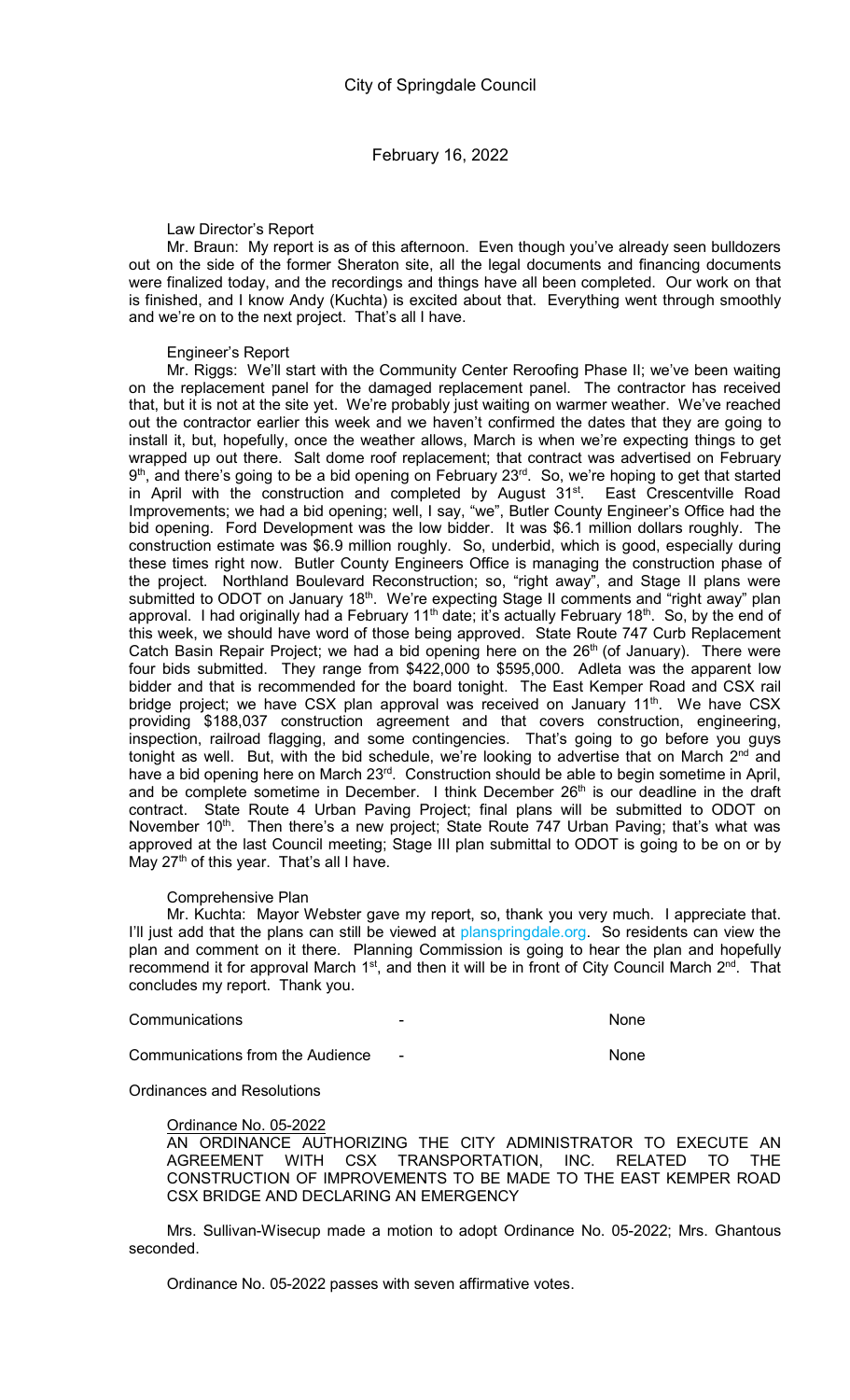# City of Springdale Council

February 16, 2022

Law Director's Report

Mr. Braun: My report is as of this afternoon. Even though you've already seen bulldozers out on the side of the former Sheraton site, all the legal documents and financing documents were finalized today, and the recordings and things have all been completed. Our work on that is finished, and I know Andy (Kuchta) is excited about that. Everything went through smoothly and we're on to the next project. That's all I have.

Engineer's Report

Mr. Riggs: We'll start with the Community Center Reroofing Phase II; we've been waiting on the replacement panel for the damaged replacement panel. The contractor has received that, but it is not at the site yet. We're probably just waiting on warmer weather. We've reached out the contractor earlier this week and we haven't confirmed the dates that they are going to install it, but, hopefully, once the weather allows, March is when we're expecting things to get wrapped up out there. Salt dome roof replacement; that contract was advertised on February 9th, and there's going to be a bid opening on February 23rd. So, we're hoping to get that started in April with the construction and completed by August 31st. East Crescentville Road Improvements; we had a bid opening; well, I say, "we", Butler County Engineer's Office had the bid opening. Ford Development was the low bidder. It was $6.1 million dollars roughly. The construction estimate was $6.9 million roughly. So, underbid, which is good, especially during these times right now. Butler County Engineers Office is managing the construction phase of the project. Northland Boulevard Reconstruction; so, "right away", and Stage II plans were submitted to ODOT on January 18th. We're expecting Stage II comments and "right away" plan approval. I had originally had a February 11th date; it's actually February 18th. So, by the end of this week, we should have word of those being approved. State Route 747 Curb Replacement Catch Basin Repair Project; we had a bid opening here on the 26th (of January). There were four bids submitted. They range from $422,000 to $595,000. Adleta was the apparent low bidder and that is recommended for the board tonight. The East Kemper Road and CSX rail bridge project; we have CSX plan approval was received on January 11th. We have CSX providing $188,037 construction agreement and that covers construction, engineering, inspection, railroad flagging, and some contingencies. That's going to go before you guys tonight as well. But, with the bid schedule, we're looking to advertise that on March 2nd and have a bid opening here on March 23rd. Construction should be able to begin sometime in April, and be complete sometime in December. I think December 26th is our deadline in the draft contract. State Route 4 Urban Paving Project; final plans will be submitted to ODOT on November 10th. Then there's a new project; State Route 747 Urban Paving; that's what was approved at the last Council meeting; Stage III plan submittal to ODOT is going to be on or by May 27th of this year. That's all I have.

Comprehensive Plan

Mr. Kuchta: Mayor Webster gave my report, so, thank you very much. I appreciate that. I'll just add that the plans can still be viewed at planspringdale.org. So residents can view the plan and comment on it there. Planning Commission is going to hear the plan and hopefully recommend it for approval March 1st, and then it will be in front of City Council March 2nd. That concludes my report. Thank you.

Communications - None

Communications from the Audience - None

Ordinances and Resolutions

Ordinance No. 05-2022

AN ORDINANCE AUTHORIZING THE CITY ADMINISTRATOR TO EXECUTE AN AGREEMENT WITH CSX TRANSPORTATION, INC. RELATED TO THE CONSTRUCTION OF IMPROVEMENTS TO BE MADE TO THE EAST KEMPER ROAD CSX BRIDGE AND DECLARING AN EMERGENCY

Mrs. Sullivan-Wisecup made a motion to adopt Ordinance No. 05-2022; Mrs. Ghantous seconded.

Ordinance No. 05-2022 passes with seven affirmative votes.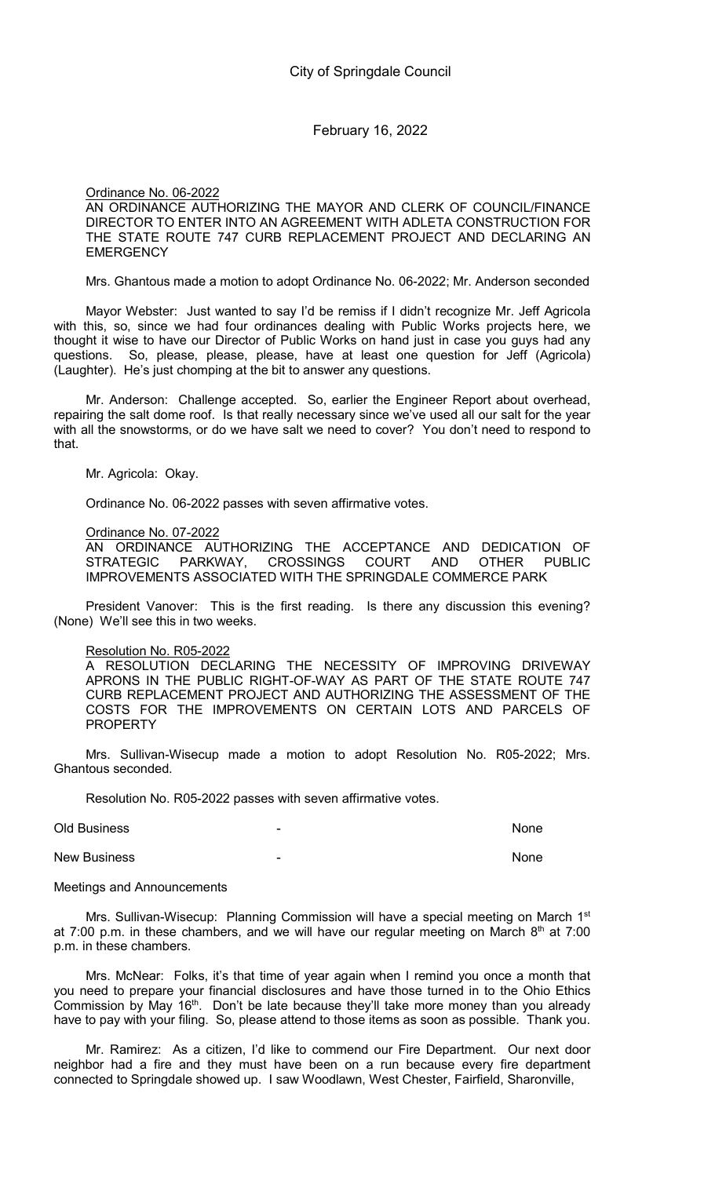Ordinance No. 06-2022

AN ORDINANCE AUTHORIZING THE MAYOR AND CLERK OF COUNCIL/FINANCE DIRECTOR TO ENTER INTO AN AGREEMENT WITH ADLETA CONSTRUCTION FOR THE STATE ROUTE 747 CURB REPLACEMENT PROJECT AND DECLARING AN EMERGENCY

Mrs. Ghantous made a motion to adopt Ordinance No. 06-2022; Mr. Anderson seconded

Mayor Webster: Just wanted to say I'd be remiss if I didn't recognize Mr. Jeff Agricola with this, so, since we had four ordinances dealing with Public Works projects here, we thought it wise to have our Director of Public Works on hand just in case you guys had any questions. So, please, please, please, have at least one question for Jeff (Agricola) (Laughter). He's just chomping at the bit to answer any questions.

Mr. Anderson: Challenge accepted. So, earlier the Engineer Report about overhead, repairing the salt dome roof. Is that really necessary since we've used all our salt for the year with all the snowstorms, or do we have salt we need to cover? You don't need to respond to that.

Mr. Agricola: Okay.

Ordinance No. 06-2022 passes with seven affirmative votes.

Ordinance No. 07-2022

AN ORDINANCE AUTHORIZING THE ACCEPTANCE AND DEDICATION OF STRATEGIC PARKWAY, CROSSINGS COURT AND OTHER PUBLIC IMPROVEMENTS ASSOCIATED WITH THE SPRINGDALE COMMERCE PARK

President Vanover: This is the first reading. Is there any discussion this evening? (None) We'll see this in two weeks.

Resolution No. R05-2022

A RESOLUTION DECLARING THE NECESSITY OF IMPROVING DRIVEWAY APRONS IN THE PUBLIC RIGHT-OF-WAY AS PART OF THE STATE ROUTE 747 CURB REPLACEMENT PROJECT AND AUTHORIZING THE ASSESSMENT OF THE COSTS FOR THE IMPROVEMENTS ON CERTAIN LOTS AND PARCELS OF PROPERTY

Mrs. Sullivan-Wisecup made a motion to adopt Resolution No. R05-2022; Mrs. Ghantous seconded.

Resolution No. R05-2022 passes with seven affirmative votes.

Old Business - None

New Business - None

Meetings and Announcements

Mrs. Sullivan-Wisecup: Planning Commission will have a special meeting on March 1st at 7:00 p.m. in these chambers, and we will have our regular meeting on March 8th at 7:00 p.m. in these chambers.

Mrs. McNear: Folks, it's that time of year again when I remind you once a month that you need to prepare your financial disclosures and have those turned in to the Ohio Ethics Commission by May 16th. Don't be late because they'll take more money than you already have to pay with your filing. So, please attend to those items as soon as possible. Thank you.

Mr. Ramirez: As a citizen, I'd like to commend our Fire Department. Our next door neighbor had a fire and they must have been on a run because every fire department connected to Springdale showed up. I saw Woodlawn, West Chester, Fairfield, Sharonville,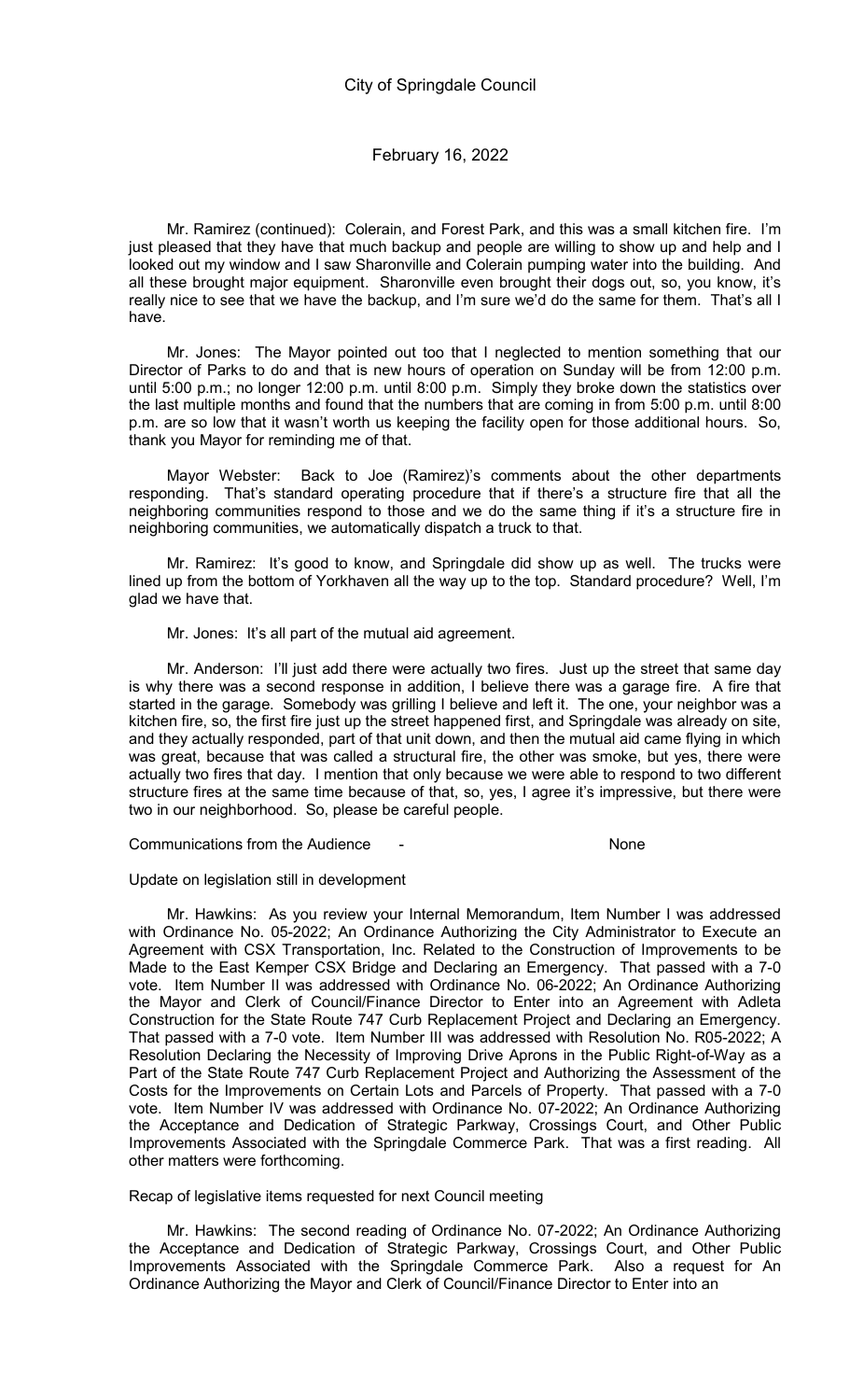Mr. Ramirez (continued): Colerain, and Forest Park, and this was a small kitchen fire. I'm just pleased that they have that much backup and people are willing to show up and help and I looked out my window and I saw Sharonville and Colerain pumping water into the building. And all these brought major equipment. Sharonville even brought their dogs out, so, you know, it's really nice to see that we have the backup, and I'm sure we'd do the same for them. That's all I have.

Mr. Jones: The Mayor pointed out too that I neglected to mention something that our Director of Parks to do and that is new hours of operation on Sunday will be from 12:00 p.m. until 5:00 p.m.; no longer 12:00 p.m. until 8:00 p.m. Simply they broke down the statistics over the last multiple months and found that the numbers that are coming in from 5:00 p.m. until 8:00 p.m. are so low that it wasn't worth us keeping the facility open for those additional hours. So, thank you Mayor for reminding me of that.

Mayor Webster: Back to Joe (Ramirez)'s comments about the other departments responding. That's standard operating procedure that if there's a structure fire that all the neighboring communities respond to those and we do the same thing if it's a structure fire in neighboring communities, we automatically dispatch a truck to that.

Mr. Ramirez: It's good to know, and Springdale did show up as well. The trucks were lined up from the bottom of Yorkhaven all the way up to the top. Standard procedure? Well, I'm glad we have that.

Mr. Jones: It's all part of the mutual aid agreement.

Mr. Anderson: I'll just add there were actually two fires. Just up the street that same day is why there was a second response in addition, I believe there was a garage fire. A fire that started in the garage. Somebody was grilling I believe and left it. The one, your neighbor was a kitchen fire, so, the first fire just up the street happened first, and Springdale was already on site, and they actually responded, part of that unit down, and then the mutual aid came flying in which was great, because that was called a structural fire, the other was smoke, but yes, there were actually two fires that day. I mention that only because we were able to respond to two different structure fires at the same time because of that, so, yes, I agree it's impressive, but there were two in our neighborhood. So, please be careful people.

Communications from the Audience - None

Update on legislation still in development

Mr. Hawkins: As you review your Internal Memorandum, Item Number I was addressed with Ordinance No. 05-2022; An Ordinance Authorizing the City Administrator to Execute an Agreement with CSX Transportation, Inc. Related to the Construction of Improvements to be Made to the East Kemper CSX Bridge and Declaring an Emergency. That passed with a 7-0 vote. Item Number II was addressed with Ordinance No. 06-2022; An Ordinance Authorizing the Mayor and Clerk of Council/Finance Director to Enter into an Agreement with Adleta Construction for the State Route 747 Curb Replacement Project and Declaring an Emergency. That passed with a 7-0 vote. Item Number III was addressed with Resolution No. R05-2022; A Resolution Declaring the Necessity of Improving Drive Aprons in the Public Right-of-Way as a Part of the State Route 747 Curb Replacement Project and Authorizing the Assessment of the Costs for the Improvements on Certain Lots and Parcels of Property. That passed with a 7-0 vote. Item Number IV was addressed with Ordinance No. 07-2022; An Ordinance Authorizing the Acceptance and Dedication of Strategic Parkway, Crossings Court, and Other Public Improvements Associated with the Springdale Commerce Park. That was a first reading. All other matters were forthcoming.

Recap of legislative items requested for next Council meeting

Mr. Hawkins: The second reading of Ordinance No. 07-2022; An Ordinance Authorizing the Acceptance and Dedication of Strategic Parkway, Crossings Court, and Other Public Improvements Associated with the Springdale Commerce Park. Also a request for An Ordinance Authorizing the Mayor and Clerk of Council/Finance Director to Enter into an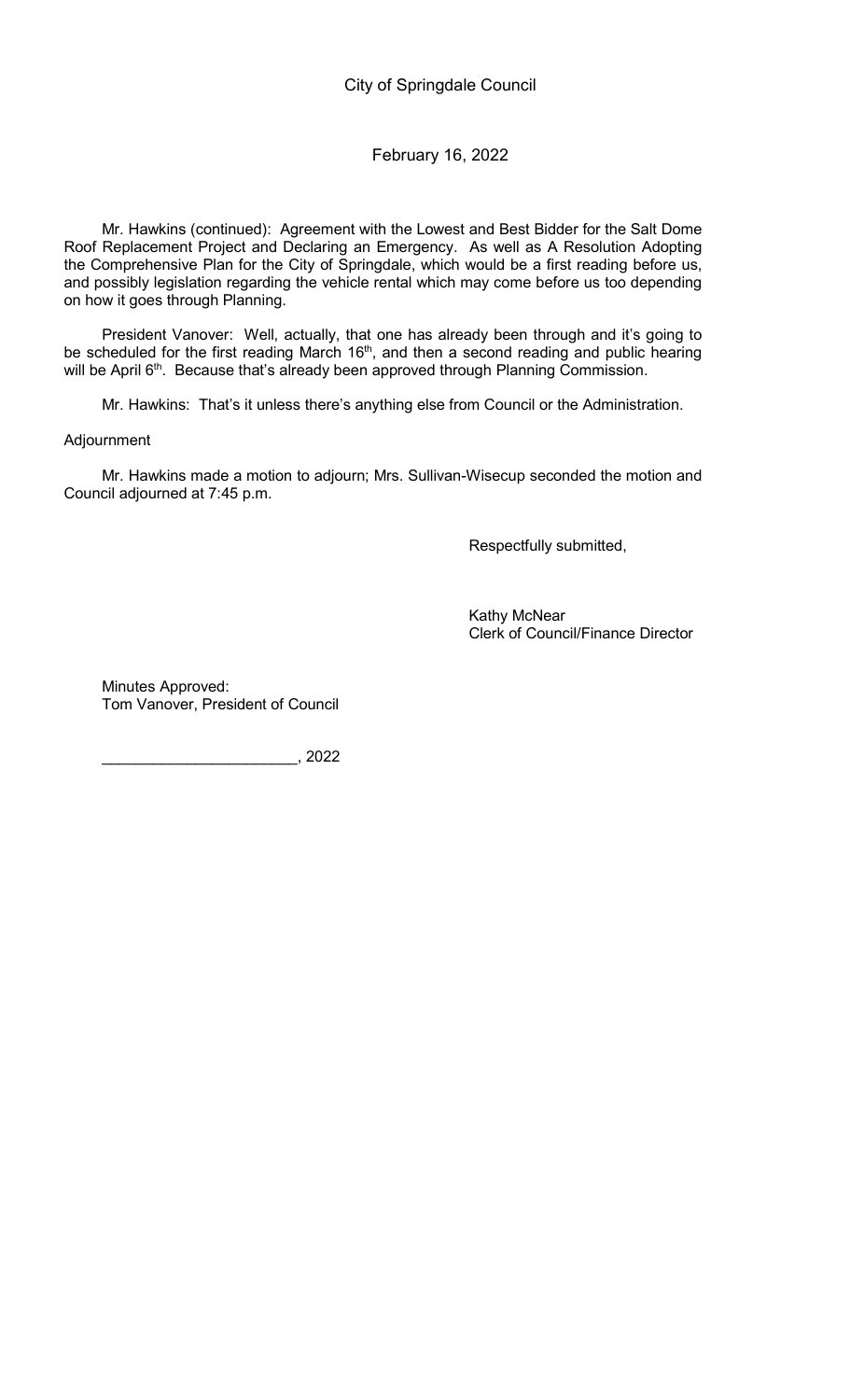Mr. Hawkins (continued): Agreement with the Lowest and Best Bidder for the Salt Dome Roof Replacement Project and Declaring an Emergency. As well as A Resolution Adopting the Comprehensive Plan for the City of Springdale, which would be a first reading before us, and possibly legislation regarding the vehicle rental which may come before us too depending on how it goes through Planning.

President Vanover: Well, actually, that one has already been through and it's going to be scheduled for the first reading March 16th, and then a second reading and public hearing will be April 6th. Because that's already been approved through Planning Commission.

Mr. Hawkins: That's it unless there's anything else from Council or the Administration.

Adjournment

Mr. Hawkins made a motion to adjourn; Mrs. Sullivan-Wisecup seconded the motion and Council adjourned at 7:45 p.m.

Respectfully submitted,

Kathy McNear
Clerk of Council/Finance Director

Minutes Approved:
Tom Vanover, President of Council

______________________, 2022